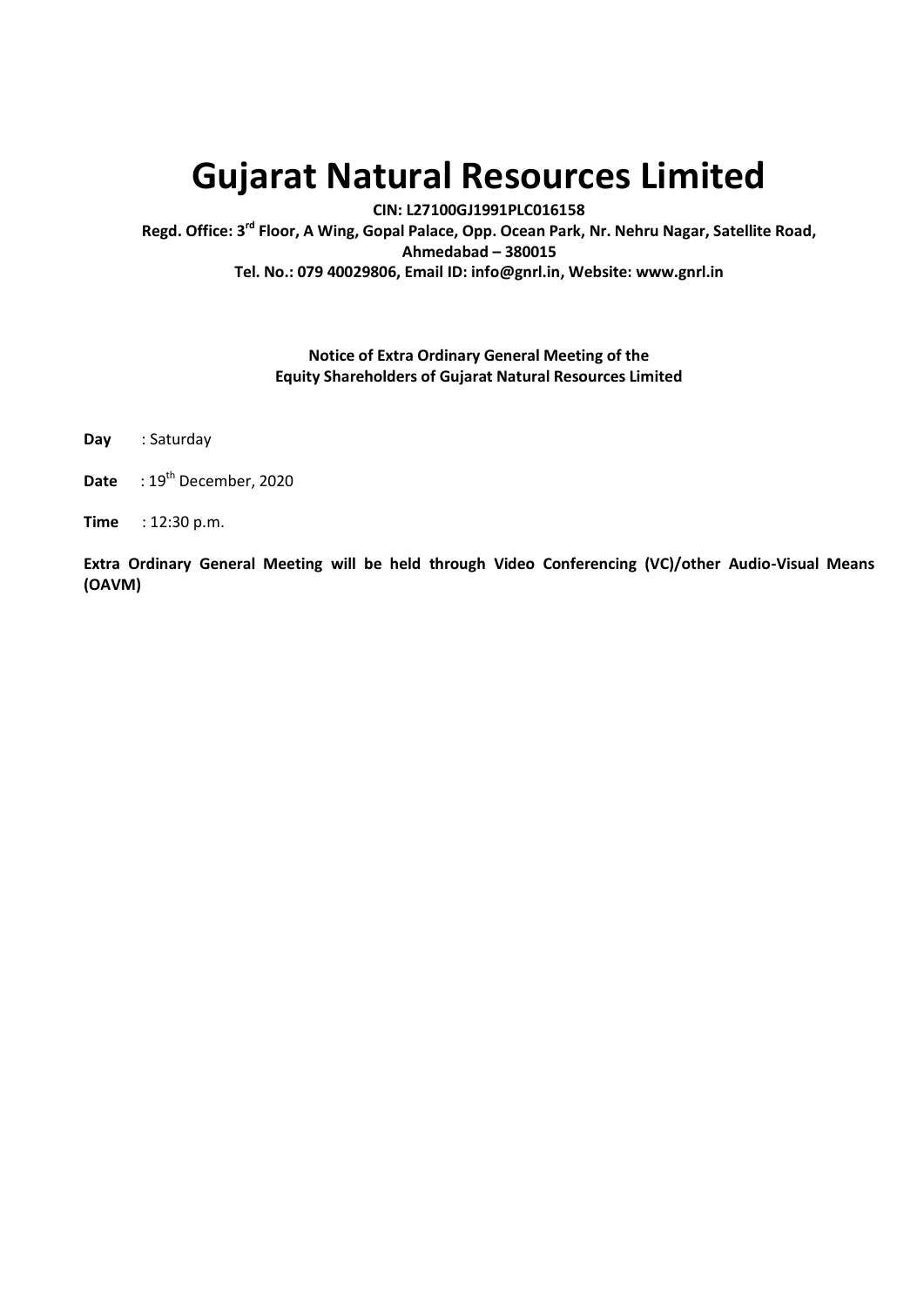# Gujarat Natural Resources Limited

**CIN: L27100GJ1991PLC016158**

**Regd. Office: 3rd Floor, A Wing, Gopal Palace, Opp. Ocean Park, Nr. Nehru Nagar, Satellite Road, Ahmedabad – 380015**

**Tel. No.: 079 40029806, Email ID: info@gnrl.in, Website: www.gnrl.in**

**Notice of Extra Ordinary General Meeting of the Equity Shareholders of Gujarat Natural Resources Limited**

**Day** : Saturday

**Date** : 19th December, 2020

**Time** : 12:30 p.m.

**Extra Ordinary General Meeting will be held through Video Conferencing (VC)/other Audio-Visual Means (OAVM)**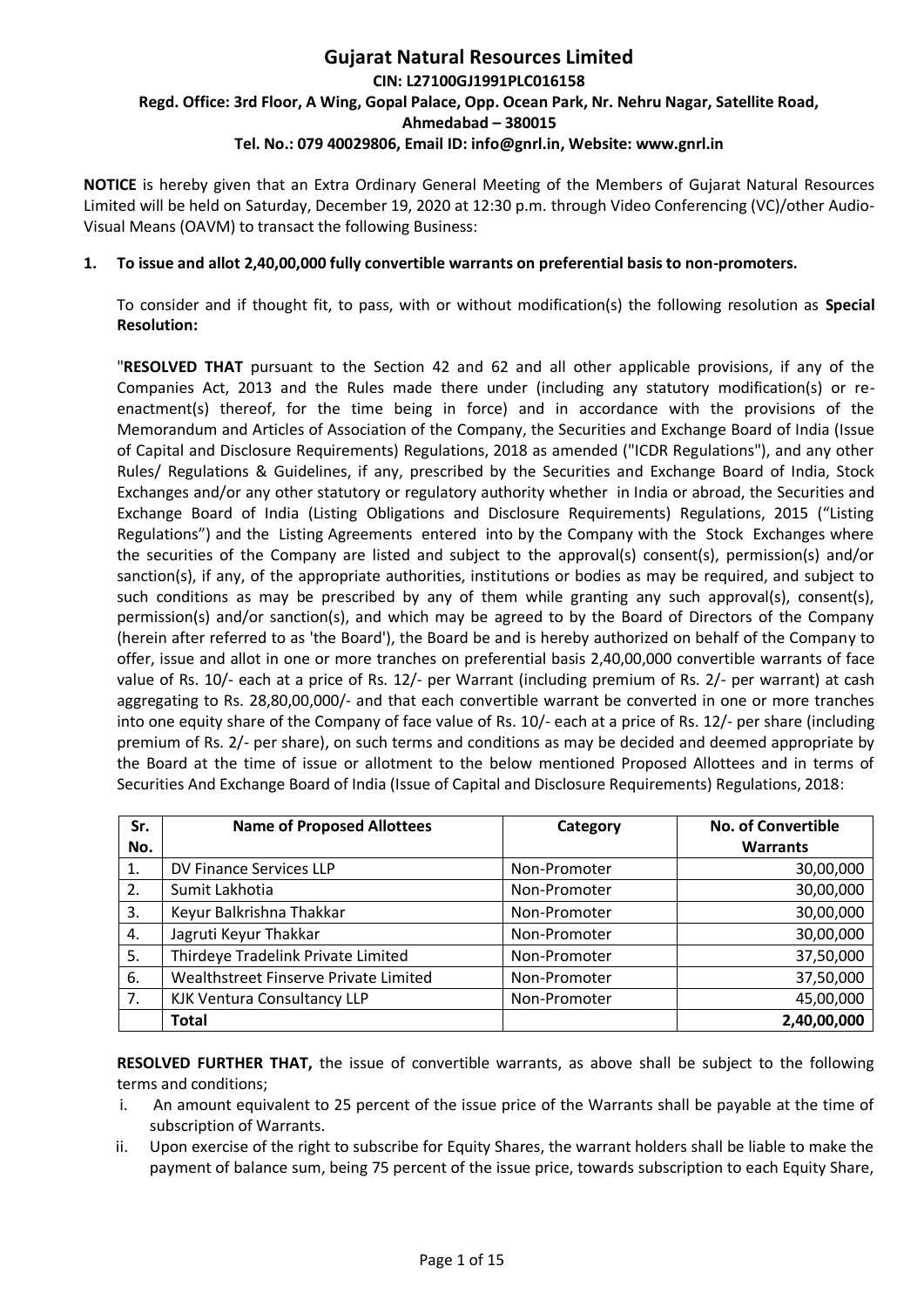# Gujarat Natural Resources Limited

**CIN: L27100GJ1991PLC016158**

**Regd. Office: 3rd Floor, A Wing, Gopal Palace, Opp. Ocean Park, Nr. Nehru Nagar, Satellite Road, Ahmedabad – 380015**

**Tel. No.: 079 40029806, Email ID: info@gnrl.in, Website: www.gnrl.in**

**NOTICE** is hereby given that an Extra Ordinary General Meeting of the Members of Gujarat Natural Resources Limited will be held on Saturday, December 19, 2020 at 12:30 p.m. through Video Conferencing (VC)/other Audio-Visual Means (OAVM) to transact the following Business:

**1. To issue and allot 2,40,00,000 fully convertible warrants on preferential basis to non-promoters.**

To consider and if thought fit, to pass, with or without modification(s) the following resolution as **Special Resolution:**

"**RESOLVED THAT** pursuant to the Section 42 and 62 and all other applicable provisions, if any of the Companies Act, 2013 and the Rules made there under (including any statutory modification(s) or re-enactment(s) thereof, for the time being in force) and in accordance with the provisions of the Memorandum and Articles of Association of the Company, the Securities and Exchange Board of India (Issue of Capital and Disclosure Requirements) Regulations, 2018 as amended ("ICDR Regulations"), and any other Rules/ Regulations & Guidelines, if any, prescribed by the Securities and Exchange Board of India, Stock Exchanges and/or any other statutory or regulatory authority whether in India or abroad, the Securities and Exchange Board of India (Listing Obligations and Disclosure Requirements) Regulations, 2015 ("Listing Regulations") and the Listing Agreements entered into by the Company with the Stock Exchanges where the securities of the Company are listed and subject to the approval(s) consent(s), permission(s) and/or sanction(s), if any, of the appropriate authorities, institutions or bodies as may be required, and subject to such conditions as may be prescribed by any of them while granting any such approval(s), consent(s), permission(s) and/or sanction(s), and which may be agreed to by the Board of Directors of the Company (herein after referred to as 'the Board'), the Board be and is hereby authorized on behalf of the Company to offer, issue and allot in one or more tranches on preferential basis 2,40,00,000 convertible warrants of face value of Rs. 10/- each at a price of Rs. 12/- per Warrant (including premium of Rs. 2/- per warrant) at cash aggregating to Rs. 28,80,00,000/- and that each convertible warrant be converted in one or more tranches into one equity share of the Company of face value of Rs. 10/- each at a price of Rs. 12/- per share (including premium of Rs. 2/- per share), on such terms and conditions as may be decided and deemed appropriate by the Board at the time of issue or allotment to the below mentioned Proposed Allottees and in terms of Securities And Exchange Board of India (Issue of Capital and Disclosure Requirements) Regulations, 2018:

| Sr. No. | Name of Proposed Allottees | Category | No. of Convertible Warrants |
|---|---|---|---|
| 1. | DV Finance Services LLP | Non-Promoter | 30,00,000 |
| 2. | Sumit Lakhotia | Non-Promoter | 30,00,000 |
| 3. | Keyur Balkrishna Thakkar | Non-Promoter | 30,00,000 |
| 4. | Jagruti Keyur Thakkar | Non-Promoter | 30,00,000 |
| 5. | Thirdeye Tradelink Private Limited | Non-Promoter | 37,50,000 |
| 6. | Wealthstreet Finserve Private Limited | Non-Promoter | 37,50,000 |
| 7. | KJK Ventura Consultancy LLP | Non-Promoter | 45,00,000 |
| | **Total** | | **2,40,00,000** |

**RESOLVED FURTHER THAT,** the issue of convertible warrants, as above shall be subject to the following terms and conditions;

i. An amount equivalent to 25 percent of the issue price of the Warrants shall be payable at the time of subscription of Warrants.

ii. Upon exercise of the right to subscribe for Equity Shares, the warrant holders shall be liable to make the payment of balance sum, being 75 percent of the issue price, towards subscription to each Equity Share,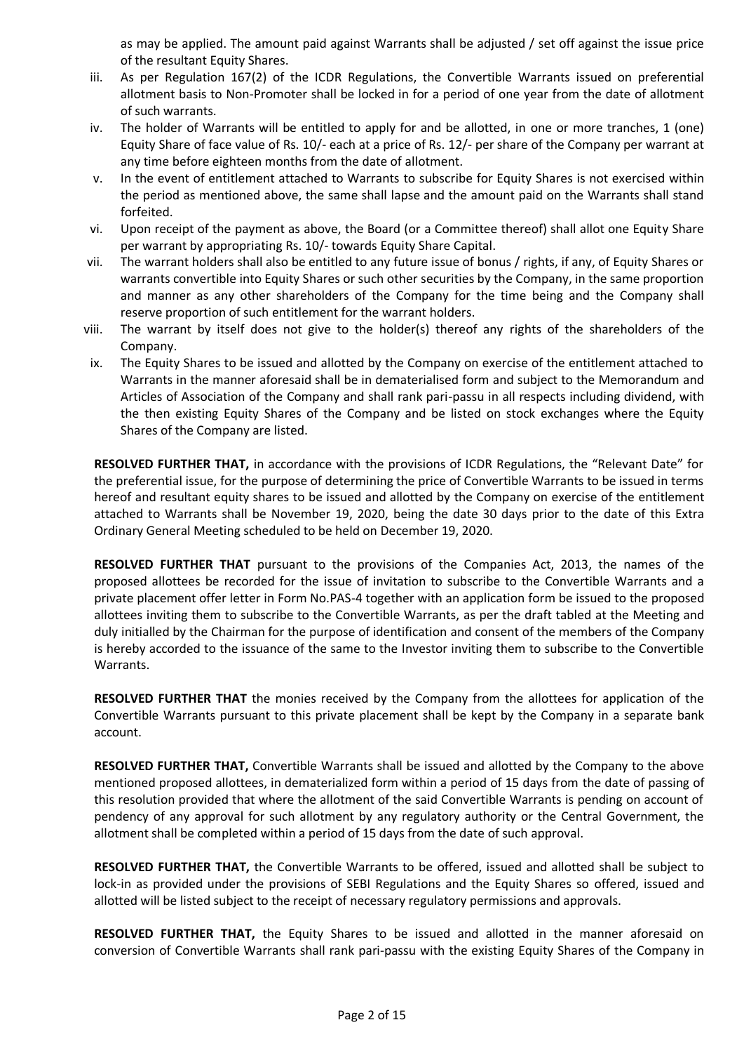as may be applied. The amount paid against Warrants shall be adjusted / set off against the issue price of the resultant Equity Shares.

iii. As per Regulation 167(2) of the ICDR Regulations, the Convertible Warrants issued on preferential allotment basis to Non-Promoter shall be locked in for a period of one year from the date of allotment of such warrants.

iv. The holder of Warrants will be entitled to apply for and be allotted, in one or more tranches, 1 (one) Equity Share of face value of Rs. 10/- each at a price of Rs. 12/- per share of the Company per warrant at any time before eighteen months from the date of allotment.

v. In the event of entitlement attached to Warrants to subscribe for Equity Shares is not exercised within the period as mentioned above, the same shall lapse and the amount paid on the Warrants shall stand forfeited.

vi. Upon receipt of the payment as above, the Board (or a Committee thereof) shall allot one Equity Share per warrant by appropriating Rs. 10/- towards Equity Share Capital.

vii. The warrant holders shall also be entitled to any future issue of bonus / rights, if any, of Equity Shares or warrants convertible into Equity Shares or such other securities by the Company, in the same proportion and manner as any other shareholders of the Company for the time being and the Company shall reserve proportion of such entitlement for the warrant holders.

viii. The warrant by itself does not give to the holder(s) thereof any rights of the shareholders of the Company.

ix. The Equity Shares to be issued and allotted by the Company on exercise of the entitlement attached to Warrants in the manner aforesaid shall be in dematerialised form and subject to the Memorandum and Articles of Association of the Company and shall rank pari-passu in all respects including dividend, with the then existing Equity Shares of the Company and be listed on stock exchanges where the Equity Shares of the Company are listed.

**RESOLVED FURTHER THAT,** in accordance with the provisions of ICDR Regulations, the "Relevant Date" for the preferential issue, for the purpose of determining the price of Convertible Warrants to be issued in terms hereof and resultant equity shares to be issued and allotted by the Company on exercise of the entitlement attached to Warrants shall be November 19, 2020, being the date 30 days prior to the date of this Extra Ordinary General Meeting scheduled to be held on December 19, 2020.

**RESOLVED FURTHER THAT** pursuant to the provisions of the Companies Act, 2013, the names of the proposed allottees be recorded for the issue of invitation to subscribe to the Convertible Warrants and a private placement offer letter in Form No.PAS-4 together with an application form be issued to the proposed allottees inviting them to subscribe to the Convertible Warrants, as per the draft tabled at the Meeting and duly initialled by the Chairman for the purpose of identification and consent of the members of the Company is hereby accorded to the issuance of the same to the Investor inviting them to subscribe to the Convertible Warrants.

**RESOLVED FURTHER THAT** the monies received by the Company from the allottees for application of the Convertible Warrants pursuant to this private placement shall be kept by the Company in a separate bank account.

**RESOLVED FURTHER THAT,** Convertible Warrants shall be issued and allotted by the Company to the above mentioned proposed allottees, in dematerialized form within a period of 15 days from the date of passing of this resolution provided that where the allotment of the said Convertible Warrants is pending on account of pendency of any approval for such allotment by any regulatory authority or the Central Government, the allotment shall be completed within a period of 15 days from the date of such approval.

**RESOLVED FURTHER THAT,** the Convertible Warrants to be offered, issued and allotted shall be subject to lock-in as provided under the provisions of SEBI Regulations and the Equity Shares so offered, issued and allotted will be listed subject to the receipt of necessary regulatory permissions and approvals.

**RESOLVED FURTHER THAT,** the Equity Shares to be issued and allotted in the manner aforesaid on conversion of Convertible Warrants shall rank pari-passu with the existing Equity Shares of the Company in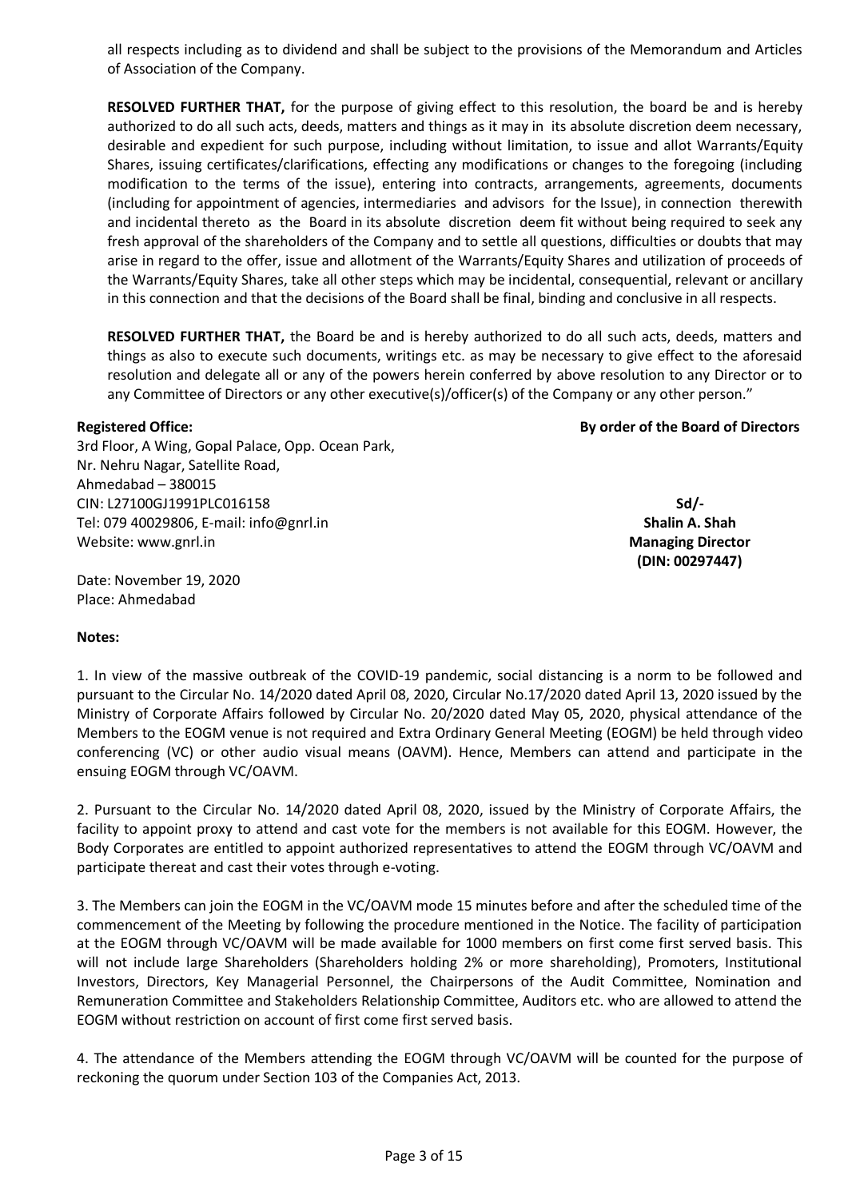all respects including as to dividend and shall be subject to the provisions of the Memorandum and Articles of Association of the Company.

**RESOLVED FURTHER THAT,** for the purpose of giving effect to this resolution, the board be and is hereby authorized to do all such acts, deeds, matters and things as it may in its absolute discretion deem necessary, desirable and expedient for such purpose, including without limitation, to issue and allot Warrants/Equity Shares, issuing certificates/clarifications, effecting any modifications or changes to the foregoing (including modification to the terms of the issue), entering into contracts, arrangements, agreements, documents (including for appointment of agencies, intermediaries and advisors for the Issue), in connection therewith and incidental thereto as the Board in its absolute discretion deem fit without being required to seek any fresh approval of the shareholders of the Company and to settle all questions, difficulties or doubts that may arise in regard to the offer, issue and allotment of the Warrants/Equity Shares and utilization of proceeds of the Warrants/Equity Shares, take all other steps which may be incidental, consequential, relevant or ancillary in this connection and that the decisions of the Board shall be final, binding and conclusive in all respects.

**RESOLVED FURTHER THAT,** the Board be and is hereby authorized to do all such acts, deeds, matters and things as also to execute such documents, writings etc. as may be necessary to give effect to the aforesaid resolution and delegate all or any of the powers herein conferred by above resolution to any Director or to any Committee of Directors or any other executive(s)/officer(s) of the Company or any other person."

**Registered Office:**
3rd Floor, A Wing, Gopal Palace, Opp. Ocean Park,
Nr. Nehru Nagar, Satellite Road,
Ahmedabad – 380015
CIN: L27100GJ1991PLC016158
Tel: 079 40029806, E-mail: info@gnrl.in
Website: www.gnrl.in

**By order of the Board of Directors**

**Sd/-**
**Shalin A. Shah**
**Managing Director**
**(DIN: 00297447)**

Date: November 19, 2020
Place: Ahmedabad

**Notes:**

1. In view of the massive outbreak of the COVID-19 pandemic, social distancing is a norm to be followed and pursuant to the Circular No. 14/2020 dated April 08, 2020, Circular No.17/2020 dated April 13, 2020 issued by the Ministry of Corporate Affairs followed by Circular No. 20/2020 dated May 05, 2020, physical attendance of the Members to the EOGM venue is not required and Extra Ordinary General Meeting (EOGM) be held through video conferencing (VC) or other audio visual means (OAVM). Hence, Members can attend and participate in the ensuing EOGM through VC/OAVM.

2. Pursuant to the Circular No. 14/2020 dated April 08, 2020, issued by the Ministry of Corporate Affairs, the facility to appoint proxy to attend and cast vote for the members is not available for this EOGM. However, the Body Corporates are entitled to appoint authorized representatives to attend the EOGM through VC/OAVM and participate thereat and cast their votes through e-voting.

3. The Members can join the EOGM in the VC/OAVM mode 15 minutes before and after the scheduled time of the commencement of the Meeting by following the procedure mentioned in the Notice. The facility of participation at the EOGM through VC/OAVM will be made available for 1000 members on first come first served basis. This will not include large Shareholders (Shareholders holding 2% or more shareholding), Promoters, Institutional Investors, Directors, Key Managerial Personnel, the Chairpersons of the Audit Committee, Nomination and Remuneration Committee and Stakeholders Relationship Committee, Auditors etc. who are allowed to attend the EOGM without restriction on account of first come first served basis.

4. The attendance of the Members attending the EOGM through VC/OAVM will be counted for the purpose of reckoning the quorum under Section 103 of the Companies Act, 2013.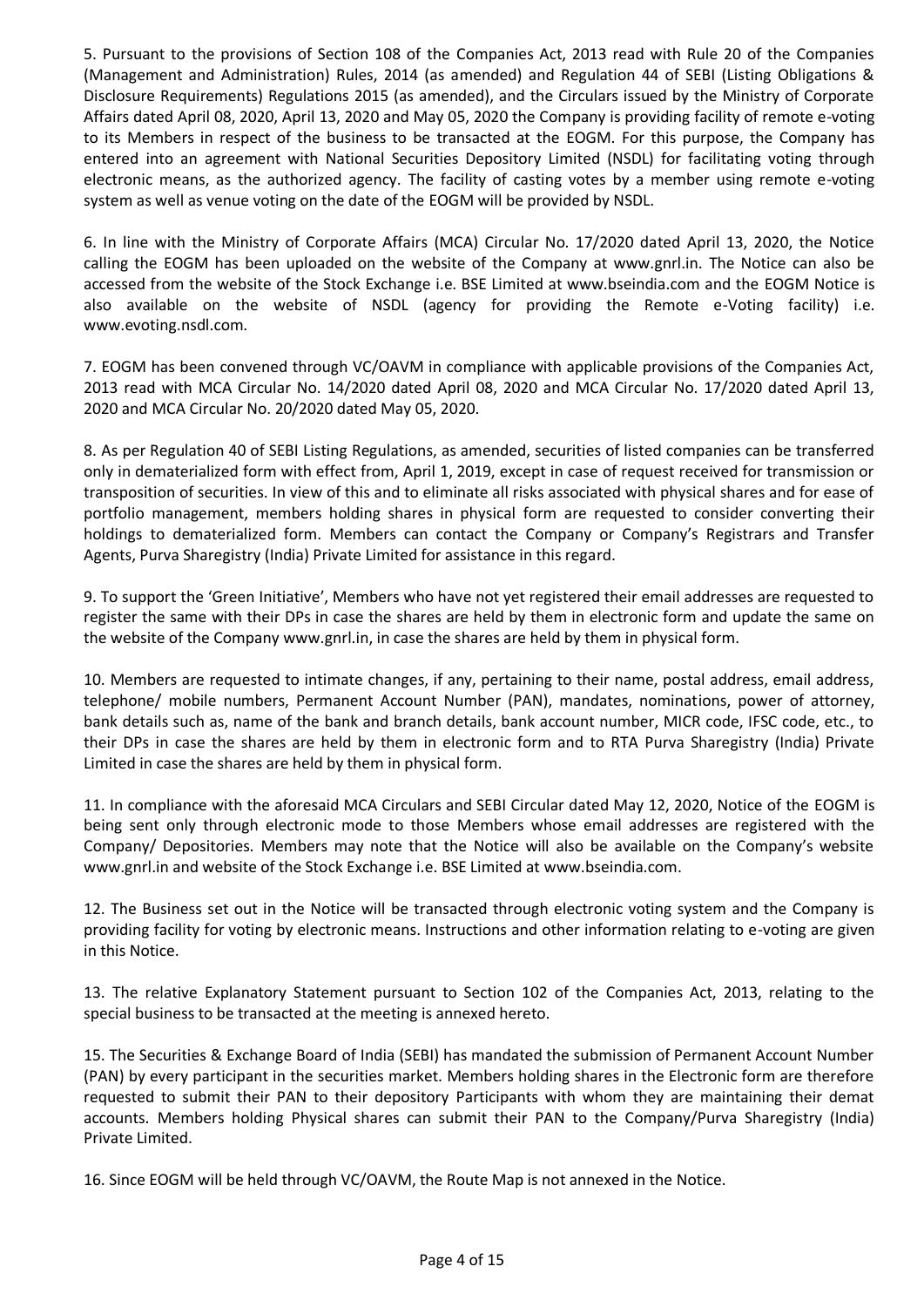5. Pursuant to the provisions of Section 108 of the Companies Act, 2013 read with Rule 20 of the Companies (Management and Administration) Rules, 2014 (as amended) and Regulation 44 of SEBI (Listing Obligations & Disclosure Requirements) Regulations 2015 (as amended), and the Circulars issued by the Ministry of Corporate Affairs dated April 08, 2020, April 13, 2020 and May 05, 2020 the Company is providing facility of remote e-voting to its Members in respect of the business to be transacted at the EOGM. For this purpose, the Company has entered into an agreement with National Securities Depository Limited (NSDL) for facilitating voting through electronic means, as the authorized agency. The facility of casting votes by a member using remote e-voting system as well as venue voting on the date of the EOGM will be provided by NSDL.

6. In line with the Ministry of Corporate Affairs (MCA) Circular No. 17/2020 dated April 13, 2020, the Notice calling the EOGM has been uploaded on the website of the Company at www.gnrl.in. The Notice can also be accessed from the website of the Stock Exchange i.e. BSE Limited at www.bseindia.com and the EOGM Notice is also available on the website of NSDL (agency for providing the Remote e-Voting facility) i.e. www.evoting.nsdl.com.

7. EOGM has been convened through VC/OAVM in compliance with applicable provisions of the Companies Act, 2013 read with MCA Circular No. 14/2020 dated April 08, 2020 and MCA Circular No. 17/2020 dated April 13, 2020 and MCA Circular No. 20/2020 dated May 05, 2020.

8. As per Regulation 40 of SEBI Listing Regulations, as amended, securities of listed companies can be transferred only in dematerialized form with effect from, April 1, 2019, except in case of request received for transmission or transposition of securities. In view of this and to eliminate all risks associated with physical shares and for ease of portfolio management, members holding shares in physical form are requested to consider converting their holdings to dematerialized form. Members can contact the Company or Company's Registrars and Transfer Agents, Purva Sharegistry (India) Private Limited for assistance in this regard.

9. To support the 'Green Initiative', Members who have not yet registered their email addresses are requested to register the same with their DPs in case the shares are held by them in electronic form and update the same on the website of the Company www.gnrl.in, in case the shares are held by them in physical form.

10. Members are requested to intimate changes, if any, pertaining to their name, postal address, email address, telephone/ mobile numbers, Permanent Account Number (PAN), mandates, nominations, power of attorney, bank details such as, name of the bank and branch details, bank account number, MICR code, IFSC code, etc., to their DPs in case the shares are held by them in electronic form and to RTA Purva Sharegistry (India) Private Limited in case the shares are held by them in physical form.

11. In compliance with the aforesaid MCA Circulars and SEBI Circular dated May 12, 2020, Notice of the EOGM is being sent only through electronic mode to those Members whose email addresses are registered with the Company/ Depositories. Members may note that the Notice will also be available on the Company's website www.gnrl.in and website of the Stock Exchange i.e. BSE Limited at www.bseindia.com.

12. The Business set out in the Notice will be transacted through electronic voting system and the Company is providing facility for voting by electronic means. Instructions and other information relating to e-voting are given in this Notice.

13. The relative Explanatory Statement pursuant to Section 102 of the Companies Act, 2013, relating to the special business to be transacted at the meeting is annexed hereto.

15. The Securities & Exchange Board of India (SEBI) has mandated the submission of Permanent Account Number (PAN) by every participant in the securities market. Members holding shares in the Electronic form are therefore requested to submit their PAN to their depository Participants with whom they are maintaining their demat accounts. Members holding Physical shares can submit their PAN to the Company/Purva Sharegistry (India) Private Limited.

16. Since EOGM will be held through VC/OAVM, the Route Map is not annexed in the Notice.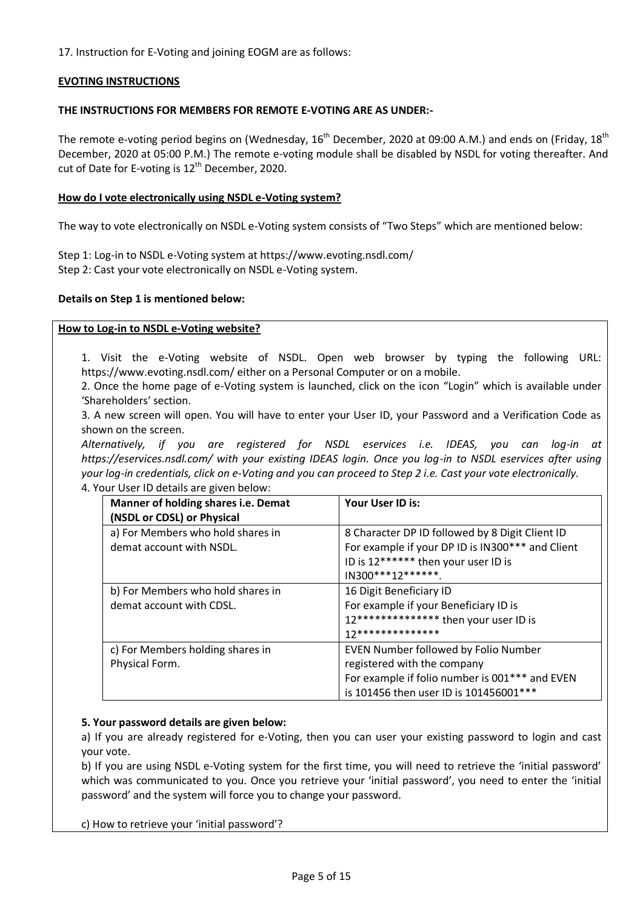17. Instruction for E-Voting and joining EOGM are as follows:

**EVOTING INSTRUCTIONS**

**THE INSTRUCTIONS FOR MEMBERS FOR REMOTE E-VOTING ARE AS UNDER:-**

The remote e-voting period begins on (Wednesday, 16th December, 2020 at 09:00 A.M.) and ends on (Friday, 18th December, 2020 at 05:00 P.M.) The remote e-voting module shall be disabled by NSDL for voting thereafter. And cut of Date for E-voting is 12th December, 2020.

**How do I vote electronically using NSDL e-Voting system?**

The way to vote electronically on NSDL e-Voting system consists of "Two Steps" which are mentioned below:

Step 1: Log-in to NSDL e-Voting system at https://www.evoting.nsdl.com/
Step 2: Cast your vote electronically on NSDL e-Voting system.

**Details on Step 1 is mentioned below:**

**How to Log-in to NSDL e-Voting website?**

1. Visit the e-Voting website of NSDL. Open web browser by typing the following URL: https://www.evoting.nsdl.com/ either on a Personal Computer or on a mobile.
2. Once the home page of e-Voting system is launched, click on the icon "Login" which is available under 'Shareholders' section.
3. A new screen will open. You will have to enter your User ID, your Password and a Verification Code as shown on the screen.

*Alternatively, if you are registered for NSDL eservices i.e. IDEAS, you can log-in at https://eservices.nsdl.com/ with your existing IDEAS login. Once you log-in to NSDL eservices after using your log-in credentials, click on e-Voting and you can proceed to Step 2 i.e. Cast your vote electronically.*

4. Your User ID details are given below:

| Manner of holding shares i.e. Demat (NSDL or CDSL) or Physical | Your User ID is: |
|---|---|
| a) For Members who hold shares in demat account with NSDL. | 8 Character DP ID followed by 8 Digit Client ID For example if your DP ID is IN300*** and Client ID is 12****** then your user ID is IN300***12******. |
| b) For Members who hold shares in demat account with CDSL. | 16 Digit Beneficiary ID For example if your Beneficiary ID is 12************** then your user ID is 12************** |
| c) For Members holding shares in Physical Form. | EVEN Number followed by Folio Number registered with the company For example if folio number is 001*** and EVEN is 101456 then user ID is 101456001*** |

**5. Your password details are given below:**

a) If you are already registered for e-Voting, then you can user your existing password to login and cast your vote.

b) If you are using NSDL e-Voting system for the first time, you will need to retrieve the 'initial password' which was communicated to you. Once you retrieve your 'initial password', you need to enter the 'initial password' and the system will force you to change your password.

c) How to retrieve your 'initial password'?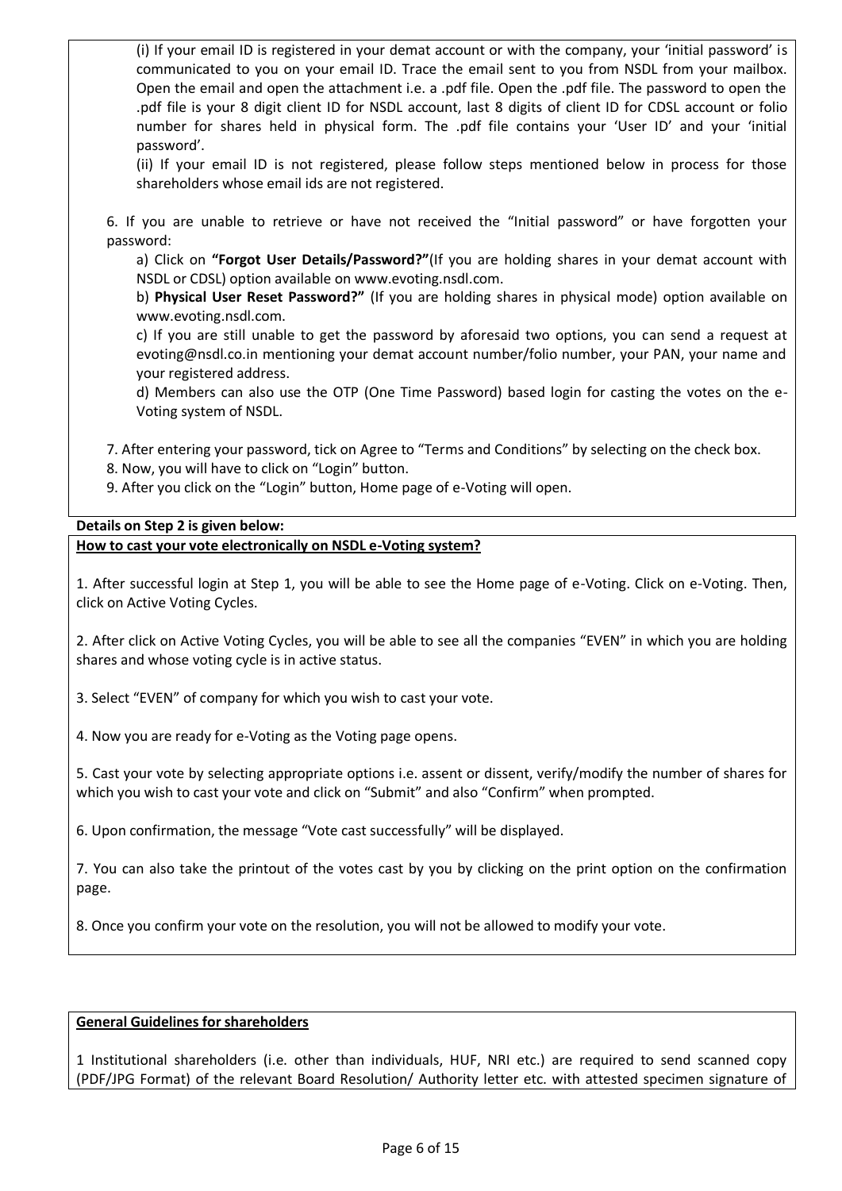(i) If your email ID is registered in your demat account or with the company, your 'initial password' is communicated to you on your email ID. Trace the email sent to you from NSDL from your mailbox. Open the email and open the attachment i.e. a .pdf file. Open the .pdf file. The password to open the .pdf file is your 8 digit client ID for NSDL account, last 8 digits of client ID for CDSL account or folio number for shares held in physical form. The .pdf file contains your 'User ID' and your 'initial password'.

(ii) If your email ID is not registered, please follow steps mentioned below in process for those shareholders whose email ids are not registered.

6. If you are unable to retrieve or have not received the "Initial password" or have forgotten your password:

a) Click on **"Forgot User Details/Password?"**(If you are holding shares in your demat account with NSDL or CDSL) option available on www.evoting.nsdl.com.

b) **Physical User Reset Password?"** (If you are holding shares in physical mode) option available on www.evoting.nsdl.com.

c) If you are still unable to get the password by aforesaid two options, you can send a request at evoting@nsdl.co.in mentioning your demat account number/folio number, your PAN, your name and your registered address.

d) Members can also use the OTP (One Time Password) based login for casting the votes on the e-Voting system of NSDL.

7. After entering your password, tick on Agree to "Terms and Conditions" by selecting on the check box.

8. Now, you will have to click on "Login" button.

9. After you click on the "Login" button, Home page of e-Voting will open.

**Details on Step 2 is given below:**

**How to cast your vote electronically on NSDL e-Voting system?**

1. After successful login at Step 1, you will be able to see the Home page of e-Voting. Click on e-Voting. Then, click on Active Voting Cycles.

2. After click on Active Voting Cycles, you will be able to see all the companies "EVEN" in which you are holding shares and whose voting cycle is in active status.

3. Select "EVEN" of company for which you wish to cast your vote.

4. Now you are ready for e-Voting as the Voting page opens.

5. Cast your vote by selecting appropriate options i.e. assent or dissent, verify/modify the number of shares for which you wish to cast your vote and click on "Submit" and also "Confirm" when prompted.

6. Upon confirmation, the message "Vote cast successfully" will be displayed.

7. You can also take the printout of the votes cast by you by clicking on the print option on the confirmation page.

8. Once you confirm your vote on the resolution, you will not be allowed to modify your vote.

**General Guidelines for shareholders**

1 Institutional shareholders (i.e. other than individuals, HUF, NRI etc.) are required to send scanned copy (PDF/JPG Format) of the relevant Board Resolution/ Authority letter etc. with attested specimen signature of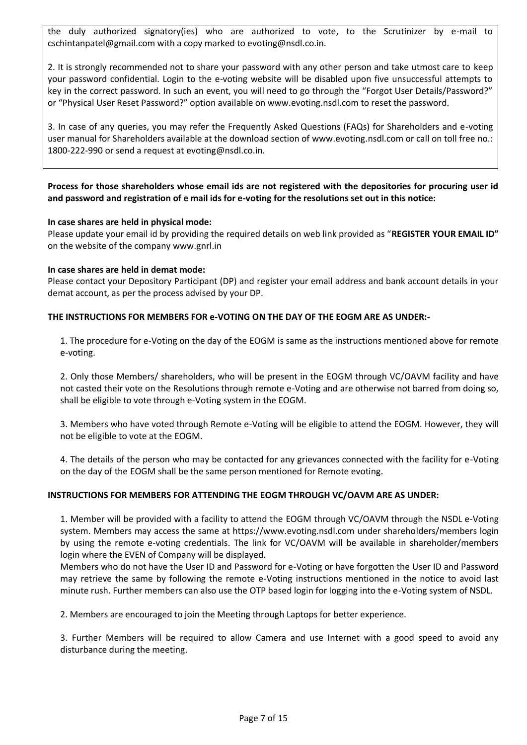the duly authorized signatory(ies) who are authorized to vote, to the Scrutinizer by e-mail to cschintanpatel@gmail.com with a copy marked to evoting@nsdl.co.in.

2. It is strongly recommended not to share your password with any other person and take utmost care to keep your password confidential. Login to the e-voting website will be disabled upon five unsuccessful attempts to key in the correct password. In such an event, you will need to go through the "Forgot User Details/Password?" or "Physical User Reset Password?" option available on www.evoting.nsdl.com to reset the password.

3. In case of any queries, you may refer the Frequently Asked Questions (FAQs) for Shareholders and e-voting user manual for Shareholders available at the download section of www.evoting.nsdl.com or call on toll free no.: 1800-222-990 or send a request at evoting@nsdl.co.in.

**Process for those shareholders whose email ids are not registered with the depositories for procuring user id and password and registration of e mail ids for e-voting for the resolutions set out in this notice:**

**In case shares are held in physical mode:**
Please update your email id by providing the required details on web link provided as "**REGISTER YOUR EMAIL ID"** on the website of the company www.gnrl.in

**In case shares are held in demat mode:**
Please contact your Depository Participant (DP) and register your email address and bank account details in your demat account, as per the process advised by your DP.

**THE INSTRUCTIONS FOR MEMBERS FOR e-VOTING ON THE DAY OF THE EOGM ARE AS UNDER:-**

1. The procedure for e-Voting on the day of the EOGM is same as the instructions mentioned above for remote e-voting.

2. Only those Members/ shareholders, who will be present in the EOGM through VC/OAVM facility and have not casted their vote on the Resolutions through remote e-Voting and are otherwise not barred from doing so, shall be eligible to vote through e-Voting system in the EOGM.

3. Members who have voted through Remote e-Voting will be eligible to attend the EOGM. However, they will not be eligible to vote at the EOGM.

4. The details of the person who may be contacted for any grievances connected with the facility for e-Voting on the day of the EOGM shall be the same person mentioned for Remote evoting.

**INSTRUCTIONS FOR MEMBERS FOR ATTENDING THE EOGM THROUGH VC/OAVM ARE AS UNDER:**

1. Member will be provided with a facility to attend the EOGM through VC/OAVM through the NSDL e-Voting system. Members may access the same at https://www.evoting.nsdl.com under shareholders/members login by using the remote e-voting credentials. The link for VC/OAVM will be available in shareholder/members login where the EVEN of Company will be displayed.
Members who do not have the User ID and Password for e-Voting or have forgotten the User ID and Password may retrieve the same by following the remote e-Voting instructions mentioned in the notice to avoid last minute rush. Further members can also use the OTP based login for logging into the e-Voting system of NSDL.

2. Members are encouraged to join the Meeting through Laptops for better experience.

3. Further Members will be required to allow Camera and use Internet with a good speed to avoid any disturbance during the meeting.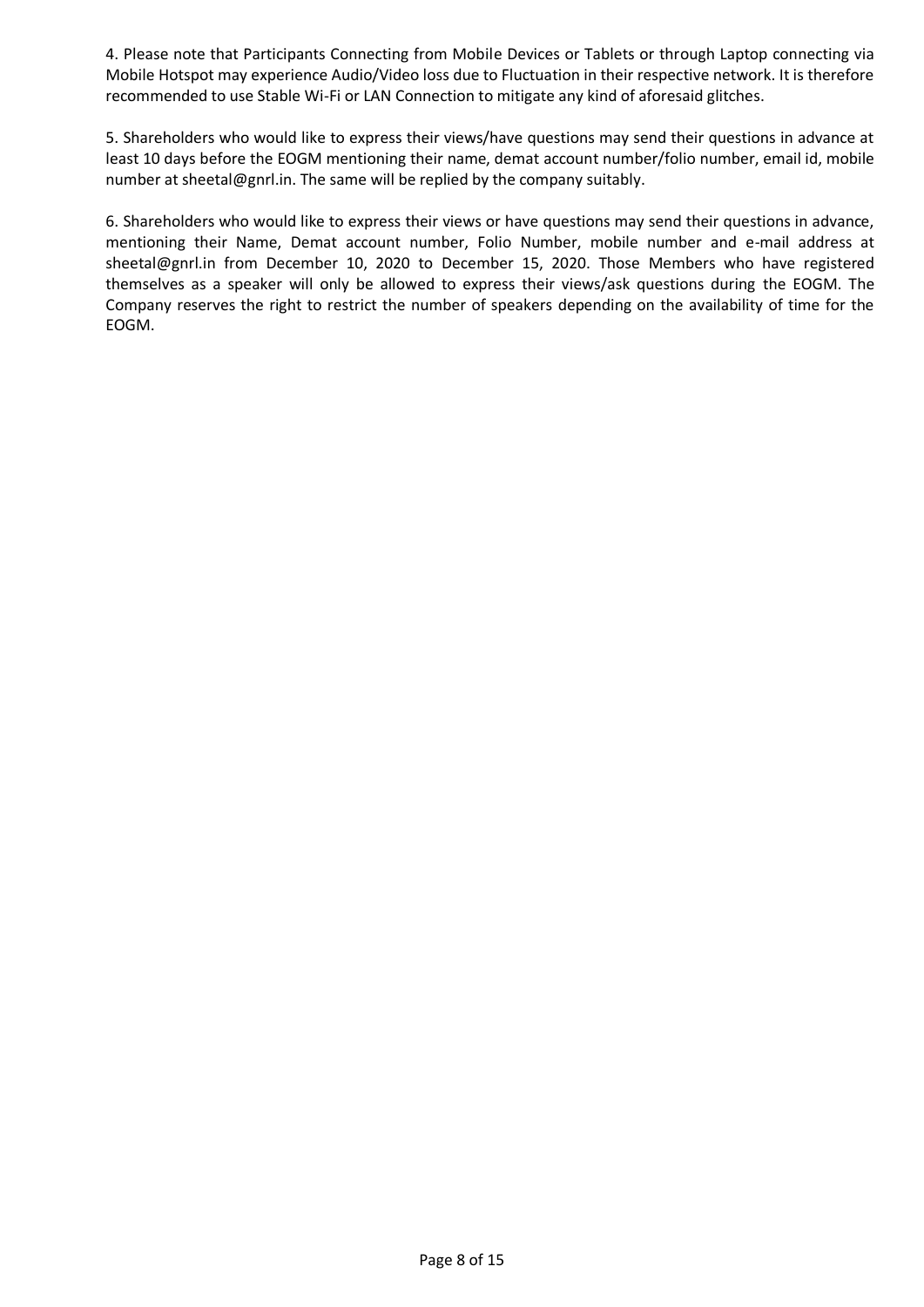4. Please note that Participants Connecting from Mobile Devices or Tablets or through Laptop connecting via Mobile Hotspot may experience Audio/Video loss due to Fluctuation in their respective network. It is therefore recommended to use Stable Wi-Fi or LAN Connection to mitigate any kind of aforesaid glitches.

5. Shareholders who would like to express their views/have questions may send their questions in advance at least 10 days before the EOGM mentioning their name, demat account number/folio number, email id, mobile number at sheetal@gnrl.in. The same will be replied by the company suitably.

6. Shareholders who would like to express their views or have questions may send their questions in advance, mentioning their Name, Demat account number, Folio Number, mobile number and e-mail address at sheetal@gnrl.in from December 10, 2020 to December 15, 2020. Those Members who have registered themselves as a speaker will only be allowed to express their views/ask questions during the EOGM. The Company reserves the right to restrict the number of speakers depending on the availability of time for the EOGM.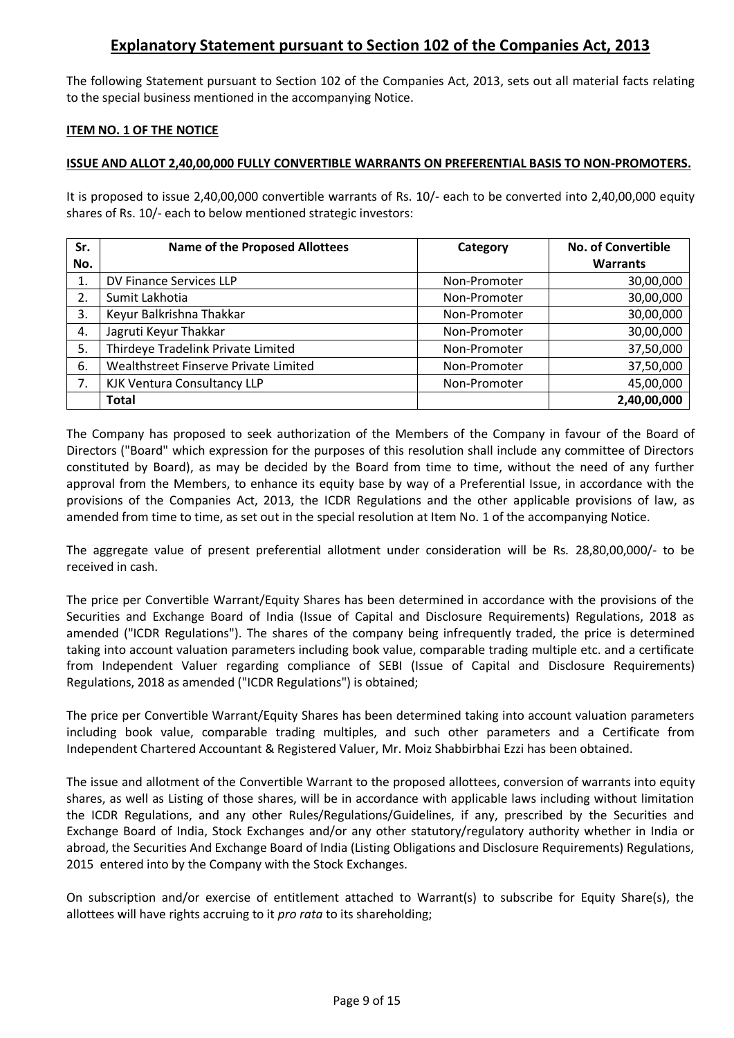## Explanatory Statement pursuant to Section 102 of the Companies Act, 2013

The following Statement pursuant to Section 102 of the Companies Act, 2013, sets out all material facts relating to the special business mentioned in the accompanying Notice.

**ITEM NO. 1 OF THE NOTICE**

**ISSUE AND ALLOT 2,40,00,000 FULLY CONVERTIBLE WARRANTS ON PREFERENTIAL BASIS TO NON-PROMOTERS.**

It is proposed to issue 2,40,00,000 convertible warrants of Rs. 10/- each to be converted into 2,40,00,000 equity shares of Rs. 10/- each to below mentioned strategic investors:

| Sr. No. | Name of the Proposed Allottees | Category | No. of Convertible Warrants |
|---|---|---|---|
| 1. | DV Finance Services LLP | Non-Promoter | 30,00,000 |
| 2. | Sumit Lakhotia | Non-Promoter | 30,00,000 |
| 3. | Keyur Balkrishna Thakkar | Non-Promoter | 30,00,000 |
| 4. | Jagruti Keyur Thakkar | Non-Promoter | 30,00,000 |
| 5. | Thirdeye Tradelink Private Limited | Non-Promoter | 37,50,000 |
| 6. | Wealthstreet Finserve Private Limited | Non-Promoter | 37,50,000 |
| 7. | KJK Ventura Consultancy LLP | Non-Promoter | 45,00,000 |
| | **Total** | | **2,40,00,000** |

The Company has proposed to seek authorization of the Members of the Company in favour of the Board of Directors ("Board" which expression for the purposes of this resolution shall include any committee of Directors constituted by Board), as may be decided by the Board from time to time, without the need of any further approval from the Members, to enhance its equity base by way of a Preferential Issue, in accordance with the provisions of the Companies Act, 2013, the ICDR Regulations and the other applicable provisions of law, as amended from time to time, as set out in the special resolution at Item No. 1 of the accompanying Notice.

The aggregate value of present preferential allotment under consideration will be Rs. 28,80,00,000/- to be received in cash.

The price per Convertible Warrant/Equity Shares has been determined in accordance with the provisions of the Securities and Exchange Board of India (Issue of Capital and Disclosure Requirements) Regulations, 2018 as amended ("ICDR Regulations"). The shares of the company being infrequently traded, the price is determined taking into account valuation parameters including book value, comparable trading multiple etc. and a certificate from Independent Valuer regarding compliance of SEBI (Issue of Capital and Disclosure Requirements) Regulations, 2018 as amended ("ICDR Regulations") is obtained;

The price per Convertible Warrant/Equity Shares has been determined taking into account valuation parameters including book value, comparable trading multiples, and such other parameters and a Certificate from Independent Chartered Accountant & Registered Valuer, Mr. Moiz Shabbirbhai Ezzi has been obtained.

The issue and allotment of the Convertible Warrant to the proposed allottees, conversion of warrants into equity shares, as well as Listing of those shares, will be in accordance with applicable laws including without limitation the ICDR Regulations, and any other Rules/Regulations/Guidelines, if any, prescribed by the Securities and Exchange Board of India, Stock Exchanges and/or any other statutory/regulatory authority whether in India or abroad, the Securities And Exchange Board of India (Listing Obligations and Disclosure Requirements) Regulations, 2015 entered into by the Company with the Stock Exchanges.

On subscription and/or exercise of entitlement attached to Warrant(s) to subscribe for Equity Share(s), the allottees will have rights accruing to it *pro rata* to its shareholding;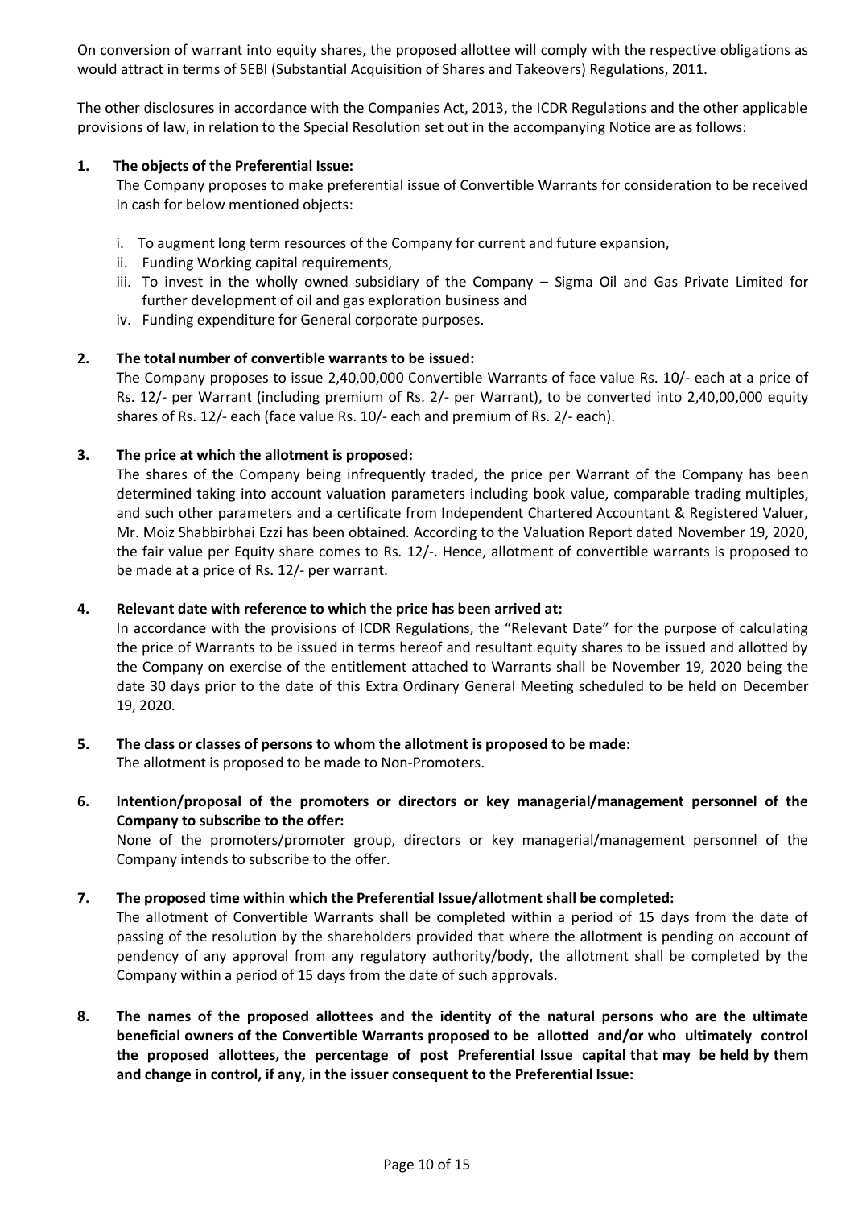On conversion of warrant into equity shares, the proposed allottee will comply with the respective obligations as would attract in terms of SEBI (Substantial Acquisition of Shares and Takeovers) Regulations, 2011.

The other disclosures in accordance with the Companies Act, 2013, the ICDR Regulations and the other applicable provisions of law, in relation to the Special Resolution set out in the accompanying Notice are as follows:

**1. The objects of the Preferential Issue:**

The Company proposes to make preferential issue of Convertible Warrants for consideration to be received in cash for below mentioned objects:

i. To augment long term resources of the Company for current and future expansion,
ii. Funding Working capital requirements,
iii. To invest in the wholly owned subsidiary of the Company – Sigma Oil and Gas Private Limited for further development of oil and gas exploration business and
iv. Funding expenditure for General corporate purposes.

**2. The total number of convertible warrants to be issued:**

The Company proposes to issue 2,40,00,000 Convertible Warrants of face value Rs. 10/- each at a price of Rs. 12/- per Warrant (including premium of Rs. 2/- per Warrant), to be converted into 2,40,00,000 equity shares of Rs. 12/- each (face value Rs. 10/- each and premium of Rs. 2/- each).

**3. The price at which the allotment is proposed:**

The shares of the Company being infrequently traded, the price per Warrant of the Company has been determined taking into account valuation parameters including book value, comparable trading multiples, and such other parameters and a certificate from Independent Chartered Accountant & Registered Valuer, Mr. Moiz Shabbirbhai Ezzi has been obtained. According to the Valuation Report dated November 19, 2020, the fair value per Equity share comes to Rs. 12/-. Hence, allotment of convertible warrants is proposed to be made at a price of Rs. 12/- per warrant.

**4. Relevant date with reference to which the price has been arrived at:**

In accordance with the provisions of ICDR Regulations, the "Relevant Date" for the purpose of calculating the price of Warrants to be issued in terms hereof and resultant equity shares to be issued and allotted by the Company on exercise of the entitlement attached to Warrants shall be November 19, 2020 being the date 30 days prior to the date of this Extra Ordinary General Meeting scheduled to be held on December 19, 2020.

**5. The class or classes of persons to whom the allotment is proposed to be made:**

The allotment is proposed to be made to Non-Promoters.

**6. Intention/proposal of the promoters or directors or key managerial/management personnel of the Company to subscribe to the offer:**

None of the promoters/promoter group, directors or key managerial/management personnel of the Company intends to subscribe to the offer.

**7. The proposed time within which the Preferential Issue/allotment shall be completed:**

The allotment of Convertible Warrants shall be completed within a period of 15 days from the date of passing of the resolution by the shareholders provided that where the allotment is pending on account of pendency of any approval from any regulatory authority/body, the allotment shall be completed by the Company within a period of 15 days from the date of such approvals.

**8. The names of the proposed allottees and the identity of the natural persons who are the ultimate beneficial owners of the Convertible Warrants proposed to be allotted and/or who ultimately control the proposed allottees, the percentage of post Preferential Issue capital that may be held by them and change in control, if any, in the issuer consequent to the Preferential Issue:**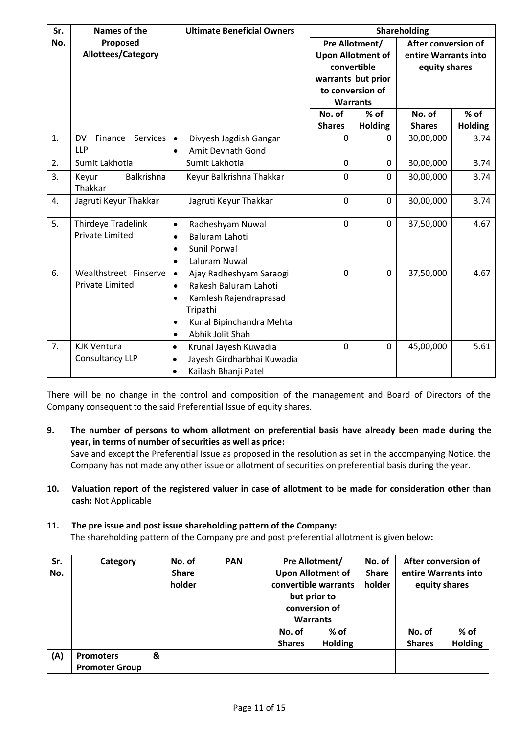| Sr. No. | Names of the Proposed Allottees/Category | Ultimate Beneficial Owners | Shareholding | | | |
|---|---|---|---|---|---|---|
| | | | Pre Allotment/ Upon Allotment of convertible warrants but prior to conversion of Warrants | | After conversion of entire Warrants into equity shares | |
| | | | No. of Shares | % of Holding | No. of Shares | % of Holding |
| 1. | DV Finance Services LLP | • Divyesh Jagdish Gangar<br>• Amit Devnath Gond | 0 | 0 | 30,00,000 | 3.74 |
| 2. | Sumit Lakhotia | Sumit Lakhotia | 0 | 0 | 30,00,000 | 3.74 |
| 3. | Keyur Balkrishna Thakkar | Keyur Balkrishna Thakkar | 0 | 0 | 30,00,000 | 3.74 |
| 4. | Jagruti Keyur Thakkar | Jagruti Keyur Thakkar | 0 | 0 | 30,00,000 | 3.74 |
| 5. | Thirdeye Tradelink Private Limited | • Radheshyam Nuwal<br>• Baluram Lahoti<br>• Sunil Porwal<br>• Laluram Nuwal | 0 | 0 | 37,50,000 | 4.67 |
| 6. | Wealthstreet Finserve Private Limited | • Ajay Radheshyam Saraogi<br>• Rakesh Baluram Lahoti<br>• Kamlesh Rajendraprasad Tripathi<br>• Kunal Bipinchandra Mehta<br>• Abhik Jolit Shah | 0 | 0 | 37,50,000 | 4.67 |
| 7. | KJK Ventura Consultancy LLP | • Krunal Jayesh Kuwadia<br>• Jayesh Girdharbhai Kuwadia<br>• Kailash Bhanji Patel | 0 | 0 | 45,00,000 | 5.61 |

There will be no change in the control and composition of the management and Board of Directors of the Company consequent to the said Preferential Issue of equity shares.

**9. The number of persons to whom allotment on preferential basis have already been made during the year, in terms of number of securities as well as price:**

Save and except the Preferential Issue as proposed in the resolution as set in the accompanying Notice, the Company has not made any other issue or allotment of securities on preferential basis during the year.

**10. Valuation report of the registered valuer in case of allotment to be made for consideration other than cash:** Not Applicable

**11. The pre issue and post issue shareholding pattern of the Company:**

The shareholding pattern of the Company pre and post preferential allotment is given below**:**

| Sr. No. | Category | No. of Share holder | PAN | Pre Allotment/ Upon Allotment of convertible warrants but prior to conversion of Warrants | | No. of Share holder | After conversion of entire Warrants into equity shares | |
|---|---|---|---|---|---|---|---|---|
| | | | | No. of Shares | % of Holding | | No. of Shares | % of Holding |
| **(A)** | **Promoters & Promoter Group** | | | | | | | |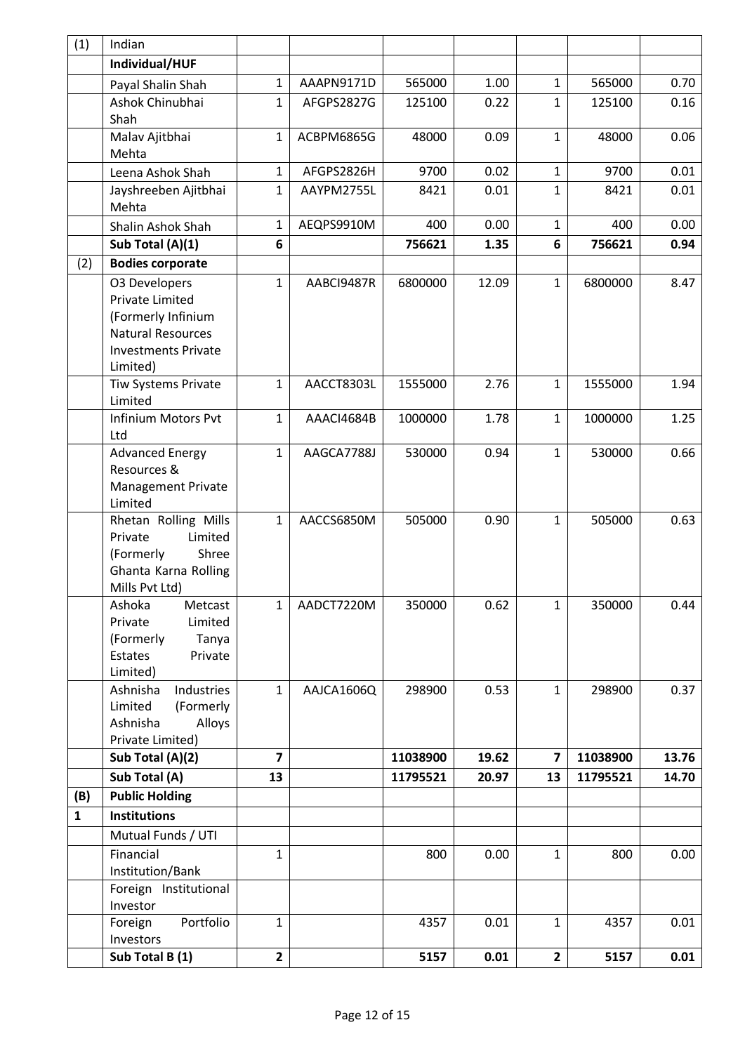| (1) | Indian | | | | | | | |
|---|---|---|---|---|---|---|---|---|
| | **Individual/HUF** | | | | | | | |
| | Payal Shalin Shah | 1 | AAAPN9171D | 565000 | 1.00 | 1 | 565000 | 0.70 |
| | Ashok Chinubhai Shah | 1 | AFGPS2827G | 125100 | 0.22 | 1 | 125100 | 0.16 |
| | Malav Ajitbhai Mehta | 1 | ACBPM6865G | 48000 | 0.09 | 1 | 48000 | 0.06 |
| | Leena Ashok Shah | 1 | AFGPS2826H | 9700 | 0.02 | 1 | 9700 | 0.01 |
| | Jayshreeben Ajitbhai Mehta | 1 | AAYPM2755L | 8421 | 0.01 | 1 | 8421 | 0.01 |
| | Shalin Ashok Shah | 1 | AEQPS9910M | 400 | 0.00 | 1 | 400 | 0.00 |
| | **Sub Total (A)(1)** | **6** | | **756621** | **1.35** | **6** | **756621** | **0.94** |
| (2) | **Bodies corporate** | | | | | | | |
| | O3 Developers Private Limited (Formerly Infinium Natural Resources Investments Private Limited) | 1 | AABCI9487R | 6800000 | 12.09 | 1 | 6800000 | 8.47 |
| | Tiw Systems Private Limited | 1 | AACCT8303L | 1555000 | 2.76 | 1 | 1555000 | 1.94 |
| | Infinium Motors Pvt Ltd | 1 | AAACI4684B | 1000000 | 1.78 | 1 | 1000000 | 1.25 |
| | Advanced Energy Resources & Management Private Limited | 1 | AAGCA7788J | 530000 | 0.94 | 1 | 530000 | 0.66 |
| | Rhetan Rolling Mills Private Limited (Formerly Shree Ghanta Karna Rolling Mills Pvt Ltd) | 1 | AACCS6850M | 505000 | 0.90 | 1 | 505000 | 0.63 |
| | Ashoka Metcast Private Limited (Formerly Tanya Estates Private Limited) | 1 | AADCT7220M | 350000 | 0.62 | 1 | 350000 | 0.44 |
| | Ashnisha Industries Limited (Formerly Ashnisha Alloys Private Limited) | 1 | AAJCA1606Q | 298900 | 0.53 | 1 | 298900 | 0.37 |
| | **Sub Total (A)(2)** | **7** | | **11038900** | **19.62** | **7** | **11038900** | **13.76** |
| | **Sub Total (A)** | **13** | | **11795521** | **20.97** | **13** | **11795521** | **14.70** |
| **(B)** | **Public Holding** | | | | | | | |
| **1** | **Institutions** | | | | | | | |
| | Mutual Funds / UTI | | | | | | | |
| | Financial Institution/Bank | 1 | | 800 | 0.00 | 1 | 800 | 0.00 |
| | Foreign Institutional Investor | | | | | | | |
| | Foreign Portfolio Investors | 1 | | 4357 | 0.01 | 1 | 4357 | 0.01 |
| | **Sub Total B (1)** | **2** | | **5157** | **0.01** | **2** | **5157** | **0.01** |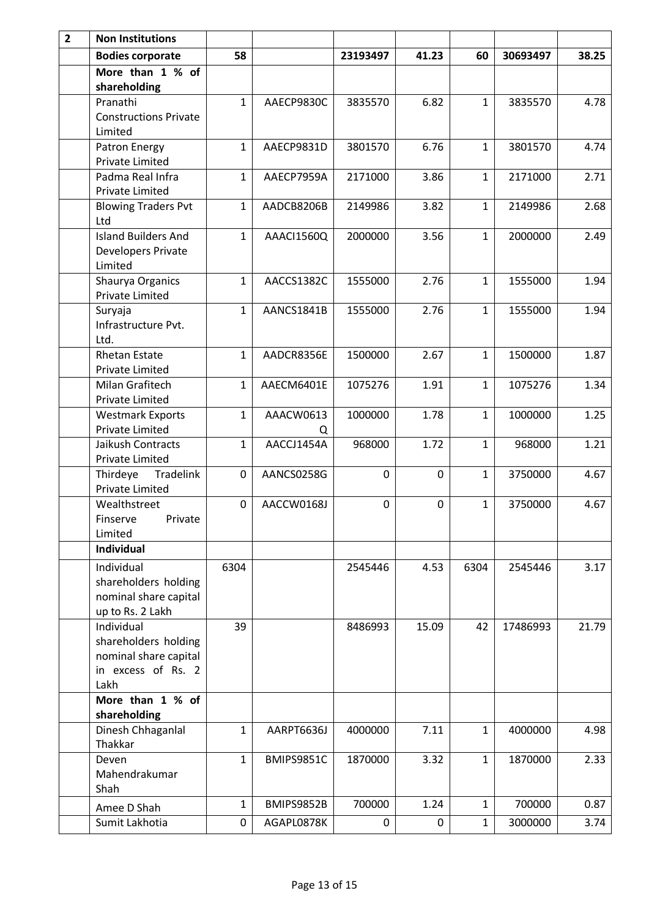| 2 | Non Institutions | | | | | | | |
|---|---|---|---|---|---|---|---|---|
| | **Bodies corporate** | **58** | | **23193497** | **41.23** | **60** | **30693497** | **38.25** |
| | **More than 1 % of shareholding** | | | | | | | |
| | Pranathi Constructions Private Limited | 1 | AAECP9830C | 3835570 | 6.82 | 1 | 3835570 | 4.78 |
| | Patron Energy Private Limited | 1 | AAECP9831D | 3801570 | 6.76 | 1 | 3801570 | 4.74 |
| | Padma Real Infra Private Limited | 1 | AAECP7959A | 2171000 | 3.86 | 1 | 2171000 | 2.71 |
| | Blowing Traders Pvt Ltd | 1 | AADCB8206B | 2149986 | 3.82 | 1 | 2149986 | 2.68 |
| | Island Builders And Developers Private Limited | 1 | AAACI1560Q | 2000000 | 3.56 | 1 | 2000000 | 2.49 |
| | Shaurya Organics Private Limited | 1 | AACCS1382C | 1555000 | 2.76 | 1 | 1555000 | 1.94 |
| | Suryaja Infrastructure Pvt. Ltd. | 1 | AANCS1841B | 1555000 | 2.76 | 1 | 1555000 | 1.94 |
| | Rhetan Estate Private Limited | 1 | AADCR8356E | 1500000 | 2.67 | 1 | 1500000 | 1.87 |
| | Milan Grafitech Private Limited | 1 | AAECM6401E | 1075276 | 1.91 | 1 | 1075276 | 1.34 |
| | Westmark Exports Private Limited | 1 | AAACW0613Q | 1000000 | 1.78 | 1 | 1000000 | 1.25 |
| | Jaikush Contracts Private Limited | 1 | AACCJ1454A | 968000 | 1.72 | 1 | 968000 | 1.21 |
| | Thirdeye Tradelink Private Limited | 0 | AANCS0258G | 0 | 0 | 1 | 3750000 | 4.67 |
| | Wealthstreet Finserve Private Limited | 0 | AACCW0168J | 0 | 0 | 1 | 3750000 | 4.67 |
| | **Individual** | | | | | | | |
| | Individual shareholders holding nominal share capital up to Rs. 2 Lakh | 6304 | | 2545446 | 4.53 | 6304 | 2545446 | 3.17 |
| | Individual shareholders holding nominal share capital in excess of Rs. 2 Lakh | 39 | | 8486993 | 15.09 | 42 | 17486993 | 21.79 |
| | **More than 1 % of shareholding** | | | | | | | |
| | Dinesh Chhaganlal Thakkar | 1 | AARPT6636J | 4000000 | 7.11 | 1 | 4000000 | 4.98 |
| | Deven Mahendrakumar Shah | 1 | BMIPS9851C | 1870000 | 3.32 | 1 | 1870000 | 2.33 |
| | Amee D Shah | 1 | BMIPS9852B | 700000 | 1.24 | 1 | 700000 | 0.87 |
| | Sumit Lakhotia | 0 | AGAPL0878K | 0 | 0 | 1 | 3000000 | 3.74 |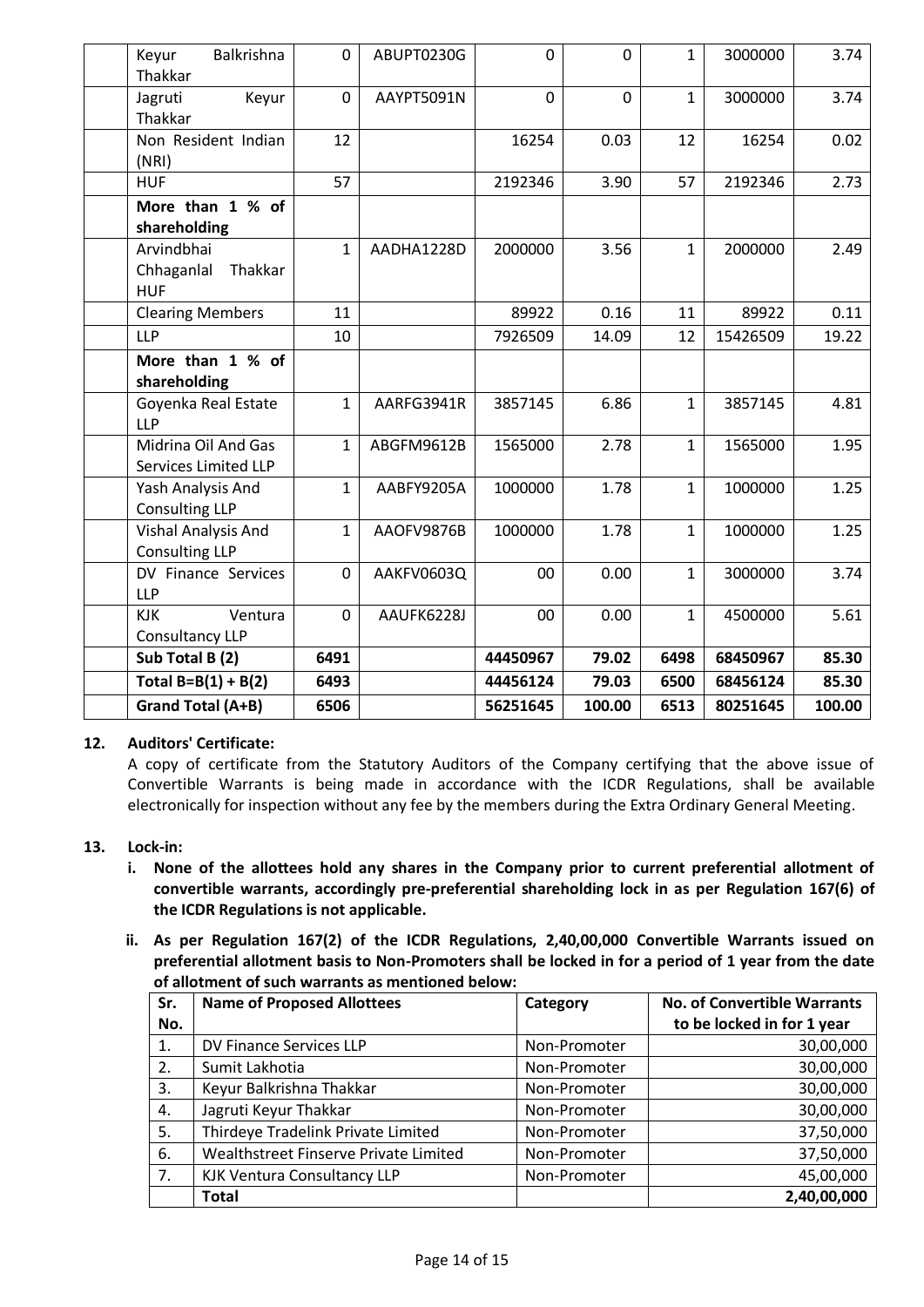| | | | | | | | | |
|---|---|---|---|---|---|---|---|---|
| | Keyur Balkrishna Thakkar | 0 | ABUPT0230G | 0 | 0 | 1 | 3000000 | 3.74 |
| | Jagruti Keyur Thakkar | 0 | AAYPT5091N | 0 | 0 | 1 | 3000000 | 3.74 |
| | Non Resident Indian (NRI) | 12 | | 16254 | 0.03 | 12 | 16254 | 0.02 |
| | HUF | 57 | | 2192346 | 3.90 | 57 | 2192346 | 2.73 |
| | **More than 1 % of shareholding** | | | | | | | |
| | Arvindbhai Chhaganlal Thakkar HUF | 1 | AADHA1228D | 2000000 | 3.56 | 1 | 2000000 | 2.49 |
| | Clearing Members | 11 | | 89922 | 0.16 | 11 | 89922 | 0.11 |
| | LLP | 10 | | 7926509 | 14.09 | 12 | 15426509 | 19.22 |
| | **More than 1 % of shareholding** | | | | | | | |
| | Goyenka Real Estate LLP | 1 | AARFG3941R | 3857145 | 6.86 | 1 | 3857145 | 4.81 |
| | Midrina Oil And Gas Services Limited LLP | 1 | ABGFM9612B | 1565000 | 2.78 | 1 | 1565000 | 1.95 |
| | Yash Analysis And Consulting LLP | 1 | AABFY9205A | 1000000 | 1.78 | 1 | 1000000 | 1.25 |
| | Vishal Analysis And Consulting LLP | 1 | AAOFV9876B | 1000000 | 1.78 | 1 | 1000000 | 1.25 |
| | DV Finance Services LLP | 0 | AAKFV0603Q | 00 | 0.00 | 1 | 3000000 | 3.74 |
| | KJK Ventura Consultancy LLP | 0 | AAUFK6228J | 00 | 0.00 | 1 | 4500000 | 5.61 |
| | **Sub Total B (2)** | **6491** | | **44450967** | **79.02** | **6498** | **68450967** | **85.30** |
| | **Total B=B(1) + B(2)** | **6493** | | **44456124** | **79.03** | **6500** | **68456124** | **85.30** |
| | **Grand Total (A+B)** | **6506** | | **56251645** | **100.00** | **6513** | **80251645** | **100.00** |

**12. Auditors' Certificate:**

A copy of certificate from the Statutory Auditors of the Company certifying that the above issue of Convertible Warrants is being made in accordance with the ICDR Regulations, shall be available electronically for inspection without any fee by the members during the Extra Ordinary General Meeting.

**13. Lock-in:**

i. **None of the allottees hold any shares in the Company prior to current preferential allotment of convertible warrants, accordingly pre-preferential shareholding lock in as per Regulation 167(6) of the ICDR Regulations is not applicable.**

ii. **As per Regulation 167(2) of the ICDR Regulations, 2,40,00,000 Convertible Warrants issued on preferential allotment basis to Non-Promoters shall be locked in for a period of 1 year from the date of allotment of such warrants as mentioned below:**

| Sr. No. | Name of Proposed Allottees | Category | No. of Convertible Warrants to be locked in for 1 year |
|---|---|---|---|
| 1. | DV Finance Services LLP | Non-Promoter | 30,00,000 |
| 2. | Sumit Lakhotia | Non-Promoter | 30,00,000 |
| 3. | Keyur Balkrishna Thakkar | Non-Promoter | 30,00,000 |
| 4. | Jagruti Keyur Thakkar | Non-Promoter | 30,00,000 |
| 5. | Thirdeye Tradelink Private Limited | Non-Promoter | 37,50,000 |
| 6. | Wealthstreet Finserve Private Limited | Non-Promoter | 37,50,000 |
| 7. | KJK Ventura Consultancy LLP | Non-Promoter | 45,00,000 |
| | **Total** | | **2,40,00,000** |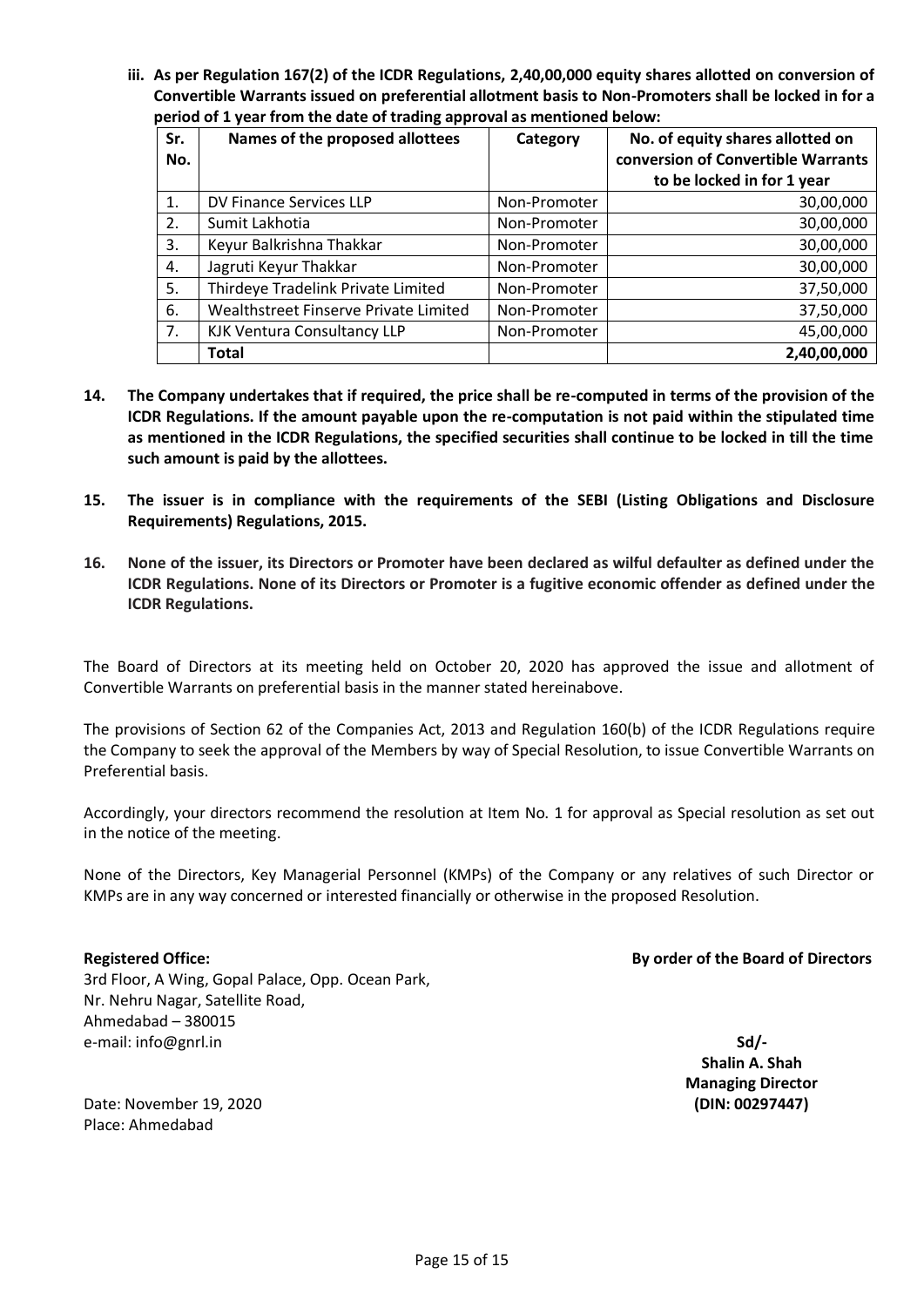**iii. As per Regulation 167(2) of the ICDR Regulations, 2,40,00,000 equity shares allotted on conversion of Convertible Warrants issued on preferential allotment basis to Non-Promoters shall be locked in for a period of 1 year from the date of trading approval as mentioned below:**

| Sr. No. | Names of the proposed allottees | Category | No. of equity shares allotted on conversion of Convertible Warrants to be locked in for 1 year |
|---|---|---|---|
| 1. | DV Finance Services LLP | Non-Promoter | 30,00,000 |
| 2. | Sumit Lakhotia | Non-Promoter | 30,00,000 |
| 3. | Keyur Balkrishna Thakkar | Non-Promoter | 30,00,000 |
| 4. | Jagruti Keyur Thakkar | Non-Promoter | 30,00,000 |
| 5. | Thirdeye Tradelink Private Limited | Non-Promoter | 37,50,000 |
| 6. | Wealthstreet Finserve Private Limited | Non-Promoter | 37,50,000 |
| 7. | KJK Ventura Consultancy LLP | Non-Promoter | 45,00,000 |
| | **Total** | | **2,40,00,000** |

**14. The Company undertakes that if required, the price shall be re-computed in terms of the provision of the ICDR Regulations. If the amount payable upon the re-computation is not paid within the stipulated time as mentioned in the ICDR Regulations, the specified securities shall continue to be locked in till the time such amount is paid by the allottees.**

**15. The issuer is in compliance with the requirements of the SEBI (Listing Obligations and Disclosure Requirements) Regulations, 2015.**

**16. None of the issuer, its Directors or Promoter have been declared as wilful defaulter as defined under the ICDR Regulations. None of its Directors or Promoter is a fugitive economic offender as defined under the ICDR Regulations.**

The Board of Directors at its meeting held on October 20, 2020 has approved the issue and allotment of Convertible Warrants on preferential basis in the manner stated hereinabove.

The provisions of Section 62 of the Companies Act, 2013 and Regulation 160(b) of the ICDR Regulations require the Company to seek the approval of the Members by way of Special Resolution, to issue Convertible Warrants on Preferential basis.

Accordingly, your directors recommend the resolution at Item No. 1 for approval as Special resolution as set out in the notice of the meeting.

None of the Directors, Key Managerial Personnel (KMPs) of the Company or any relatives of such Director or KMPs are in any way concerned or interested financially or otherwise in the proposed Resolution.

**Registered Office:**
3rd Floor, A Wing, Gopal Palace, Opp. Ocean Park,
Nr. Nehru Nagar, Satellite Road,
Ahmedabad – 380015
e-mail: info@gnrl.in

**By order of the Board of Directors**

**Sd/-**
**Shalin A. Shah**
**Managing Director**
**(DIN: 00297447)**

Date: November 19, 2020
Place: Ahmedabad